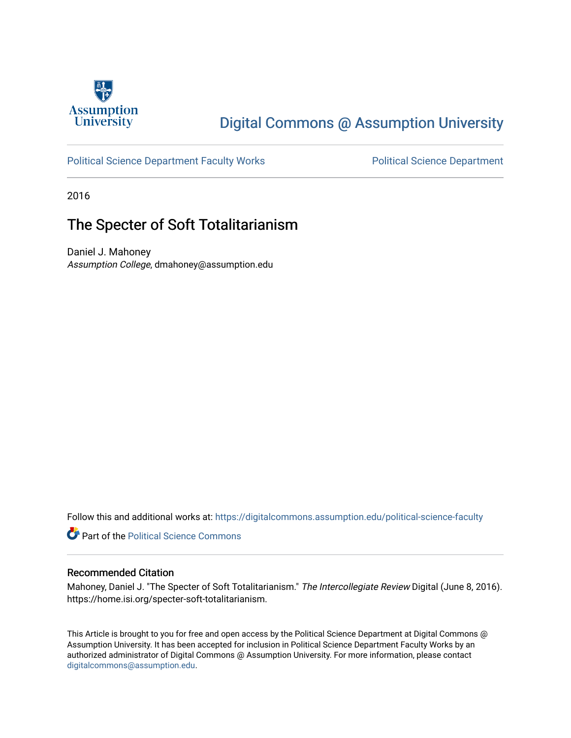Assumption University

Digital Commons @ Assumption University

Political Science Department Faculty Works

Political Science Department

2016

# The Specter of Soft Totalitarianism

Daniel J. Mahoney
*Assumption College*, dmahoney@assumption.edu

Follow this and additional works at: https://digitalcommons.assumption.edu/political-science-faculty

Part of the Political Science Commons

## Recommended Citation

Mahoney, Daniel J. "The Specter of Soft Totalitarianism." *The Intercollegiate Review* Digital (June 8, 2016). https://home.isi.org/specter-soft-totalitarianism.

This Article is brought to you for free and open access by the Political Science Department at Digital Commons @ Assumption University. It has been accepted for inclusion in Political Science Department Faculty Works by an authorized administrator of Digital Commons @ Assumption University. For more information, please contact digitalcommons@assumption.edu.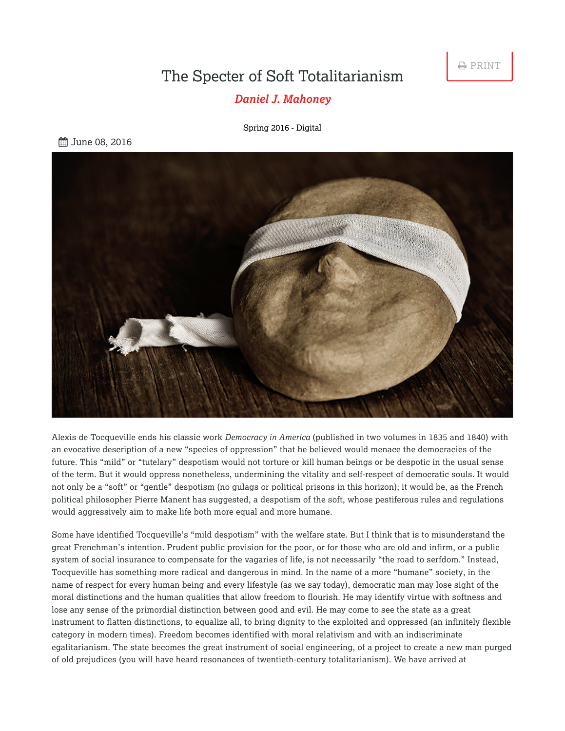# The Specter of Soft Totalitarianism

***Daniel J. Mahoney***

Spring 2016 - Digital

June 08, 2016

Alexis de Tocqueville ends his classic work *Democracy in America* (published in two volumes in 1835 and 1840) with an evocative description of a new "species of oppression" that he believed would menace the democracies of the future. This "mild" or "tutelary" despotism would not torture or kill human beings or be despotic in the usual sense of the term. But it would oppress nonetheless, undermining the vitality and self-respect of democratic souls. It would not only be a "soft" or "gentle" despotism (no gulags or political prisons in this horizon); it would be, as the French political philosopher Pierre Manent has suggested, a despotism of the soft, whose pestiferous rules and regulations would aggressively aim to make life both more equal and more humane.

Some have identified Tocqueville's "mild despotism" with the welfare state. But I think that is to misunderstand the great Frenchman's intention. Prudent public provision for the poor, or for those who are old and infirm, or a public system of social insurance to compensate for the vagaries of life, is not necessarily "the road to serfdom." Instead, Tocqueville has something more radical and dangerous in mind. In the name of a more "humane" society, in the name of respect for every human being and every lifestyle (as we say today), democratic man may lose sight of the moral distinctions and the human qualities that allow freedom to flourish. He may identify virtue with softness and lose any sense of the primordial distinction between good and evil. He may come to see the state as a great instrument to flatten distinctions, to equalize all, to bring dignity to the exploited and oppressed (an infinitely flexible category in modern times). Freedom becomes identified with moral relativism and with an indiscriminate egalitarianism. The state becomes the great instrument of social engineering, of a project to create a new man purged of old prejudices (you will have heard resonances of twentieth-century totalitarianism). We have arrived at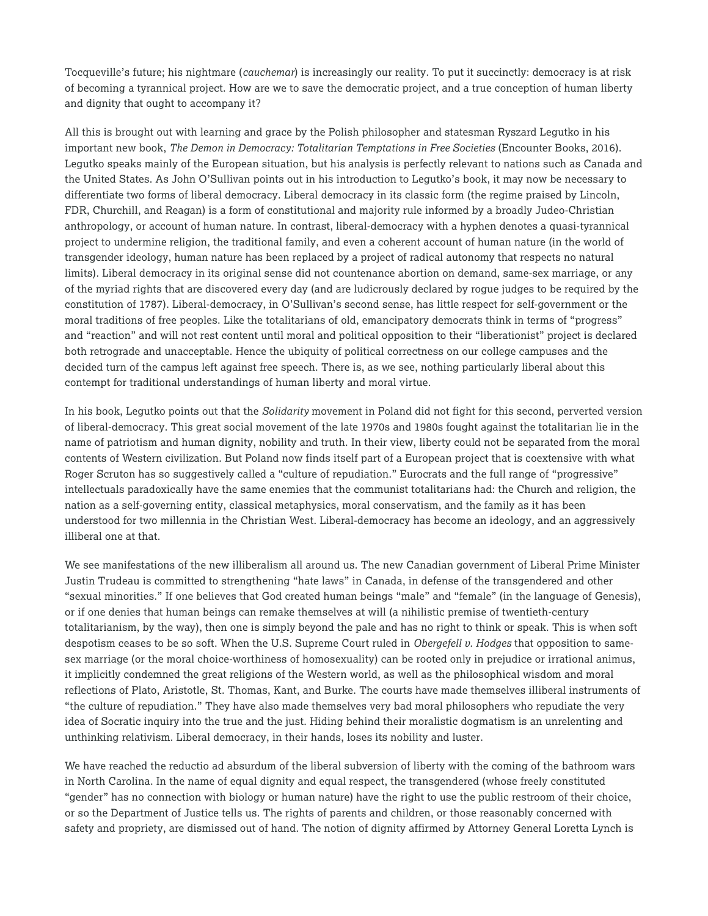Tocqueville's future; his nightmare (*cauchemar*) is increasingly our reality. To put it succinctly: democracy is at risk of becoming a tyrannical project. How are we to save the democratic project, and a true conception of human liberty and dignity that ought to accompany it?

All this is brought out with learning and grace by the Polish philosopher and statesman Ryszard Legutko in his important new book, *The Demon in Democracy: Totalitarian Temptations in Free Societies* (Encounter Books, 2016). Legutko speaks mainly of the European situation, but his analysis is perfectly relevant to nations such as Canada and the United States. As John O'Sullivan points out in his introduction to Legutko's book, it may now be necessary to differentiate two forms of liberal democracy. Liberal democracy in its classic form (the regime praised by Lincoln, FDR, Churchill, and Reagan) is a form of constitutional and majority rule informed by a broadly Judeo-Christian anthropology, or account of human nature. In contrast, liberal-democracy with a hyphen denotes a quasi-tyrannical project to undermine religion, the traditional family, and even a coherent account of human nature (in the world of transgender ideology, human nature has been replaced by a project of radical autonomy that respects no natural limits). Liberal democracy in its original sense did not countenance abortion on demand, same-sex marriage, or any of the myriad rights that are discovered every day (and are ludicrously declared by rogue judges to be required by the constitution of 1787). Liberal-democracy, in O'Sullivan's second sense, has little respect for self-government or the moral traditions of free peoples. Like the totalitarians of old, emancipatory democrats think in terms of "progress" and "reaction" and will not rest content until moral and political opposition to their "liberationist" project is declared both retrograde and unacceptable. Hence the ubiquity of political correctness on our college campuses and the decided turn of the campus left against free speech. There is, as we see, nothing particularly liberal about this contempt for traditional understandings of human liberty and moral virtue.

In his book, Legutko points out that the *Solidarity* movement in Poland did not fight for this second, perverted version of liberal-democracy. This great social movement of the late 1970s and 1980s fought against the totalitarian lie in the name of patriotism and human dignity, nobility and truth. In their view, liberty could not be separated from the moral contents of Western civilization. But Poland now finds itself part of a European project that is coextensive with what Roger Scruton has so suggestively called a "culture of repudiation." Eurocrats and the full range of "progressive" intellectuals paradoxically have the same enemies that the communist totalitarians had: the Church and religion, the nation as a self-governing entity, classical metaphysics, moral conservatism, and the family as it has been understood for two millennia in the Christian West. Liberal-democracy has become an ideology, and an aggressively illiberal one at that.

We see manifestations of the new illiberalism all around us. The new Canadian government of Liberal Prime Minister Justin Trudeau is committed to strengthening "hate laws" in Canada, in defense of the transgendered and other "sexual minorities." If one believes that God created human beings "male" and "female" (in the language of Genesis), or if one denies that human beings can remake themselves at will (a nihilistic premise of twentieth-century totalitarianism, by the way), then one is simply beyond the pale and has no right to think or speak. This is when soft despotism ceases to be so soft. When the U.S. Supreme Court ruled in *Obergefell v. Hodges* that opposition to same-sex marriage (or the moral choice-worthiness of homosexuality) can be rooted only in prejudice or irrational animus, it implicitly condemned the great religions of the Western world, as well as the philosophical wisdom and moral reflections of Plato, Aristotle, St. Thomas, Kant, and Burke. The courts have made themselves illiberal instruments of "the culture of repudiation." They have also made themselves very bad moral philosophers who repudiate the very idea of Socratic inquiry into the true and the just. Hiding behind their moralistic dogmatism is an unrelenting and unthinking relativism. Liberal democracy, in their hands, loses its nobility and luster.

We have reached the reductio ad absurdum of the liberal subversion of liberty with the coming of the bathroom wars in North Carolina. In the name of equal dignity and equal respect, the transgendered (whose freely constituted "gender" has no connection with biology or human nature) have the right to use the public restroom of their choice, or so the Department of Justice tells us. The rights of parents and children, or those reasonably concerned with safety and propriety, are dismissed out of hand. The notion of dignity affirmed by Attorney General Loretta Lynch is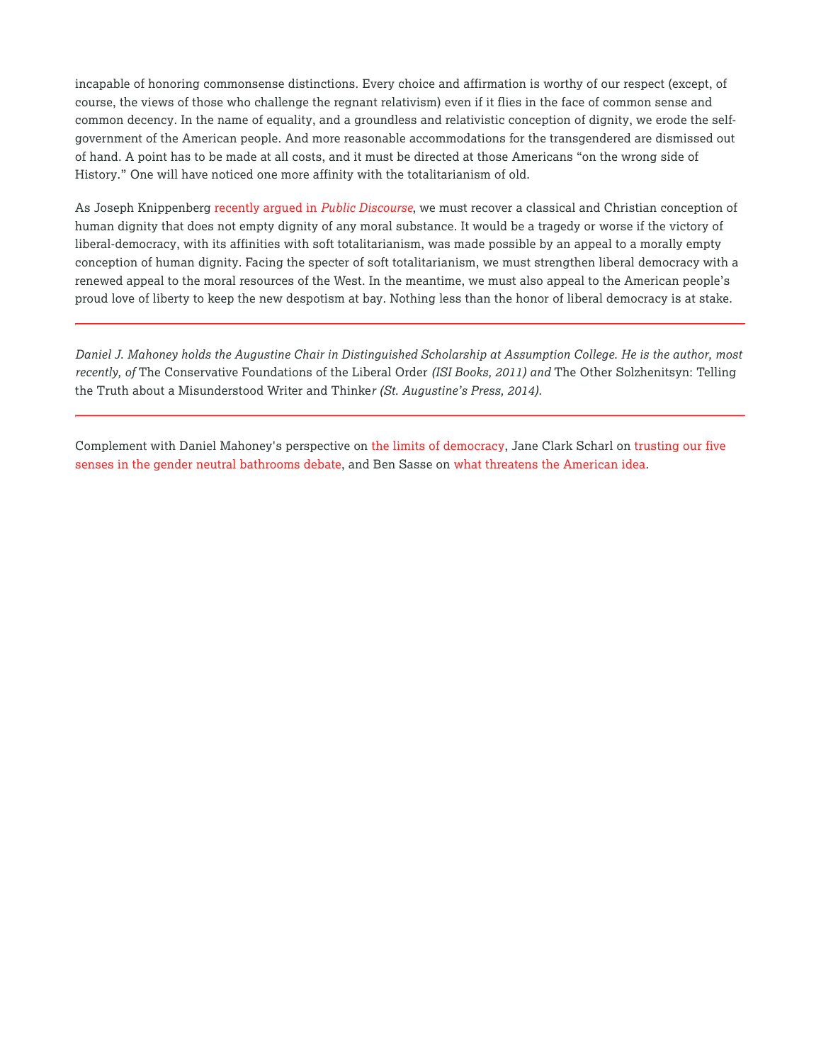incapable of honoring commonsense distinctions. Every choice and affirmation is worthy of our respect (except, of course, the views of those who challenge the regnant relativism) even if it flies in the face of common sense and common decency. In the name of equality, and a groundless and relativistic conception of dignity, we erode the self-government of the American people. And more reasonable accommodations for the transgendered are dismissed out of hand. A point has to be made at all costs, and it must be directed at those Americans "on the wrong side of History." One will have noticed one more affinity with the totalitarianism of old.

As Joseph Knippenberg recently argued in *Public Discourse*, we must recover a classical and Christian conception of human dignity that does not empty dignity of any moral substance. It would be a tragedy or worse if the victory of liberal-democracy, with its affinities with soft totalitarianism, was made possible by an appeal to a morally empty conception of human dignity. Facing the specter of soft totalitarianism, we must strengthen liberal democracy with a renewed appeal to the moral resources of the West. In the meantime, we must also appeal to the American people's proud love of liberty to keep the new despotism at bay. Nothing less than the honor of liberal democracy is at stake.

---

*Daniel J. Mahoney holds the Augustine Chair in Distinguished Scholarship at Assumption College. He is the author, most recently, of* The Conservative Foundations of the Liberal Order *(ISI Books, 2011) and* The Other Solzhenitsyn: Telling the Truth about a Misunderstood Writer and Thinke*r (St. Augustine's Press, 2014).*

---

Complement with Daniel Mahoney's perspective on the limits of democracy, Jane Clark Scharl on trusting our five senses in the gender neutral bathrooms debate, and Ben Sasse on what threatens the American idea.